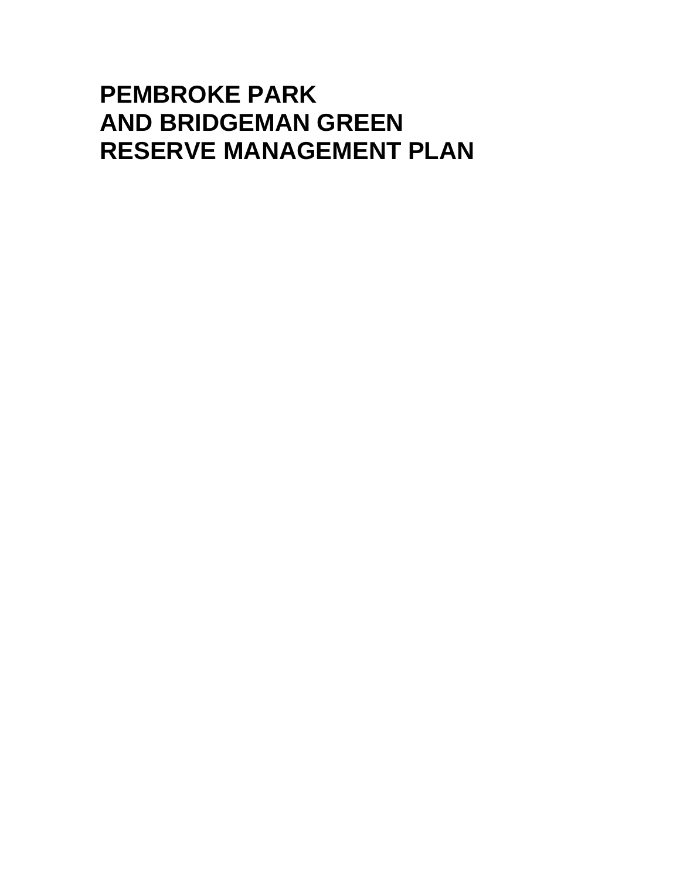# PEMBROKE PARK AND BRIDGEMAN GREEN RESERVE MANAGEMENT PLAN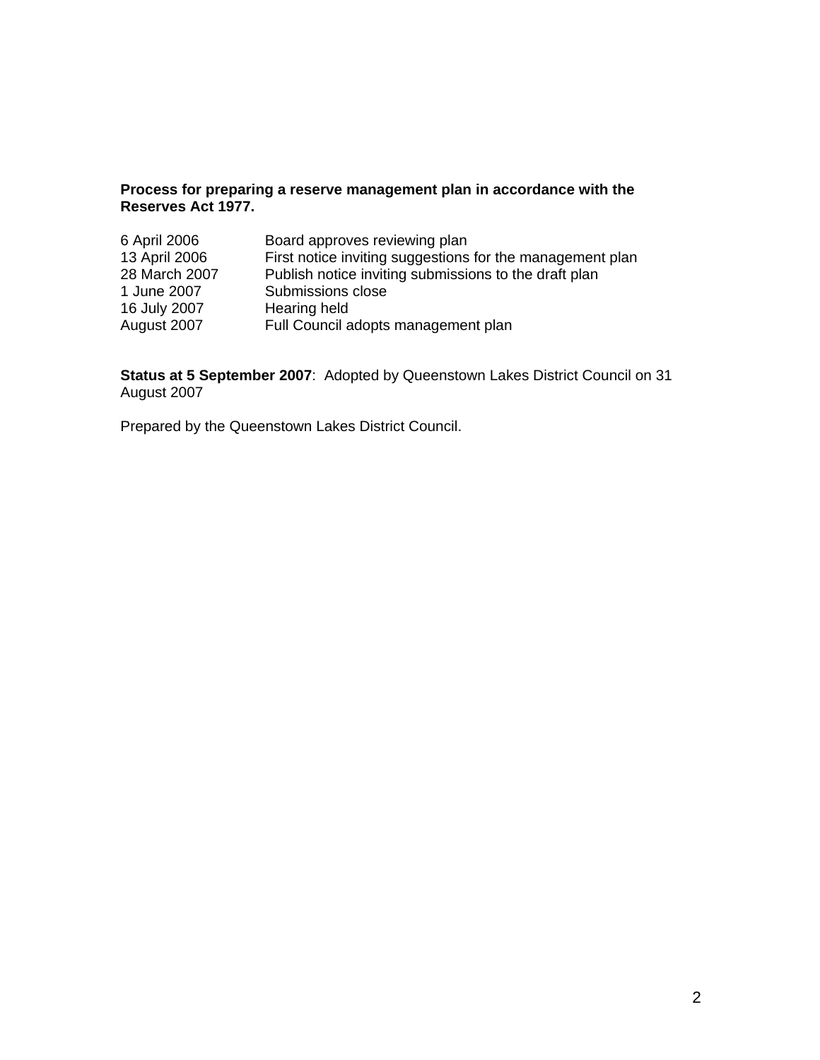**Process for preparing a reserve management plan in accordance with the Reserves Act 1977.**

| | |
|---|---|
| 6 April 2006 | Board approves reviewing plan |
| 13 April 2006 | First notice inviting suggestions for the management plan |
| 28 March 2007 | Publish notice inviting submissions to the draft plan |
| 1 June 2007 | Submissions close |
| 16 July 2007 | Hearing held |
| August 2007 | Full Council adopts management plan |

**Status at 5 September 2007**: Adopted by Queenstown Lakes District Council on 31 August 2007

Prepared by the Queenstown Lakes District Council.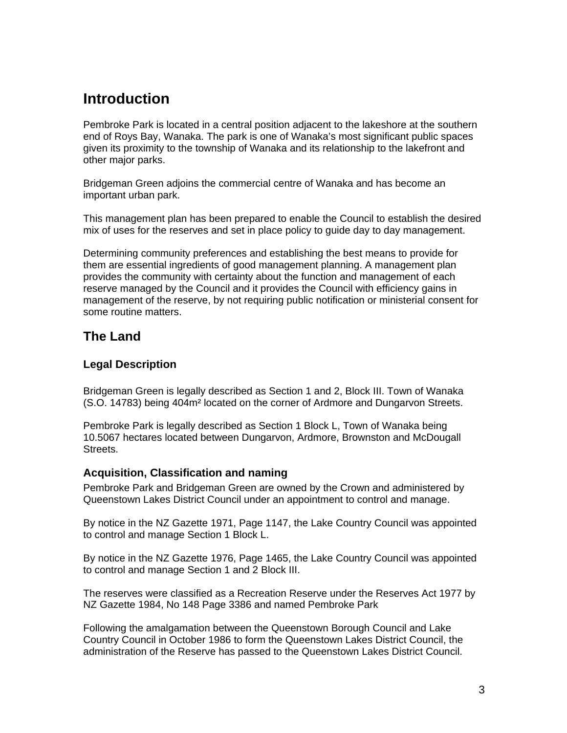# Introduction

Pembroke Park is located in a central position adjacent to the lakeshore at the southern end of Roys Bay, Wanaka. The park is one of Wanaka's most significant public spaces given its proximity to the township of Wanaka and its relationship to the lakefront and other major parks.

Bridgeman Green adjoins the commercial centre of Wanaka and has become an important urban park.

This management plan has been prepared to enable the Council to establish the desired mix of uses for the reserves and set in place policy to guide day to day management.

Determining community preferences and establishing the best means to provide for them are essential ingredients of good management planning. A management plan provides the community with certainty about the function and management of each reserve managed by the Council and it provides the Council with efficiency gains in management of the reserve, by not requiring public notification or ministerial consent for some routine matters.

# The Land

## Legal Description

Bridgeman Green is legally described as Section 1 and 2, Block III. Town of Wanaka (S.O. 14783) being 404m² located on the corner of Ardmore and Dungarvon Streets.

Pembroke Park is legally described as Section 1 Block L, Town of Wanaka being 10.5067 hectares located between Dungarvon, Ardmore, Brownston and McDougall Streets.

## Acquisition, Classification and naming

Pembroke Park and Bridgeman Green are owned by the Crown and administered by Queenstown Lakes District Council under an appointment to control and manage.

By notice in the NZ Gazette 1971, Page 1147, the Lake Country Council was appointed to control and manage Section 1 Block L.

By notice in the NZ Gazette 1976, Page 1465, the Lake Country Council was appointed to control and manage Section 1 and 2 Block III.

The reserves were classified as a Recreation Reserve under the Reserves Act 1977 by NZ Gazette 1984, No 148 Page 3386 and named Pembroke Park

Following the amalgamation between the Queenstown Borough Council and Lake Country Council in October 1986 to form the Queenstown Lakes District Council, the administration of the Reserve has passed to the Queenstown Lakes District Council.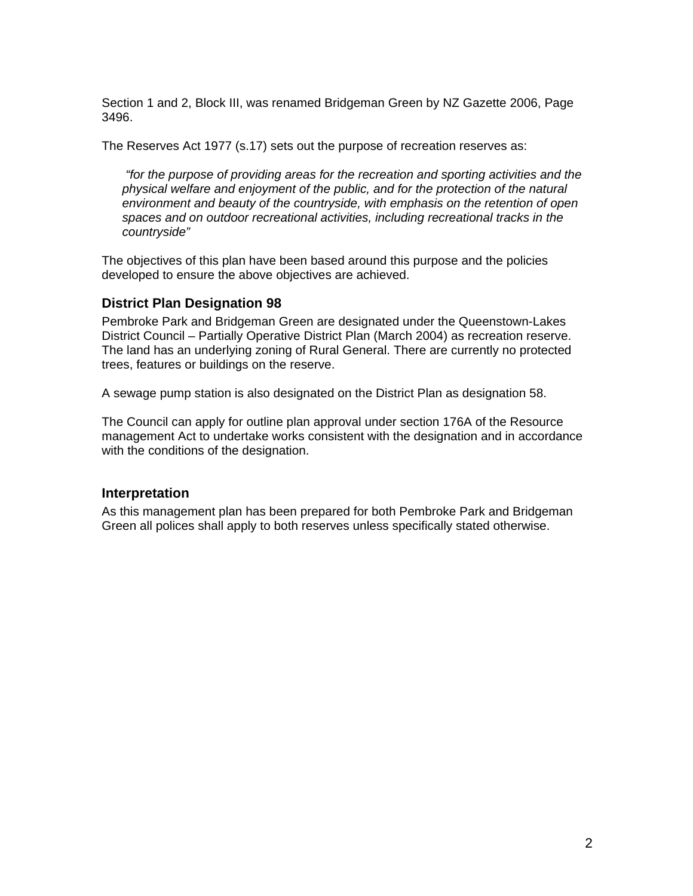Section 1 and 2, Block III, was renamed Bridgeman Green by NZ Gazette 2006, Page 3496.

The Reserves Act 1977 (s.17) sets out the purpose of recreation reserves as:

> *"for the purpose of providing areas for the recreation and sporting activities and the physical welfare and enjoyment of the public, and for the protection of the natural environment and beauty of the countryside, with emphasis on the retention of open spaces and on outdoor recreational activities, including recreational tracks in the countryside"*

The objectives of this plan have been based around this purpose and the policies developed to ensure the above objectives are achieved.

### District Plan Designation 98

Pembroke Park and Bridgeman Green are designated under the Queenstown-Lakes District Council – Partially Operative District Plan (March 2004) as recreation reserve. The land has an underlying zoning of Rural General. There are currently no protected trees, features or buildings on the reserve.

A sewage pump station is also designated on the District Plan as designation 58.

The Council can apply for outline plan approval under section 176A of the Resource management Act to undertake works consistent with the designation and in accordance with the conditions of the designation.

### Interpretation

As this management plan has been prepared for both Pembroke Park and Bridgeman Green all polices shall apply to both reserves unless specifically stated otherwise.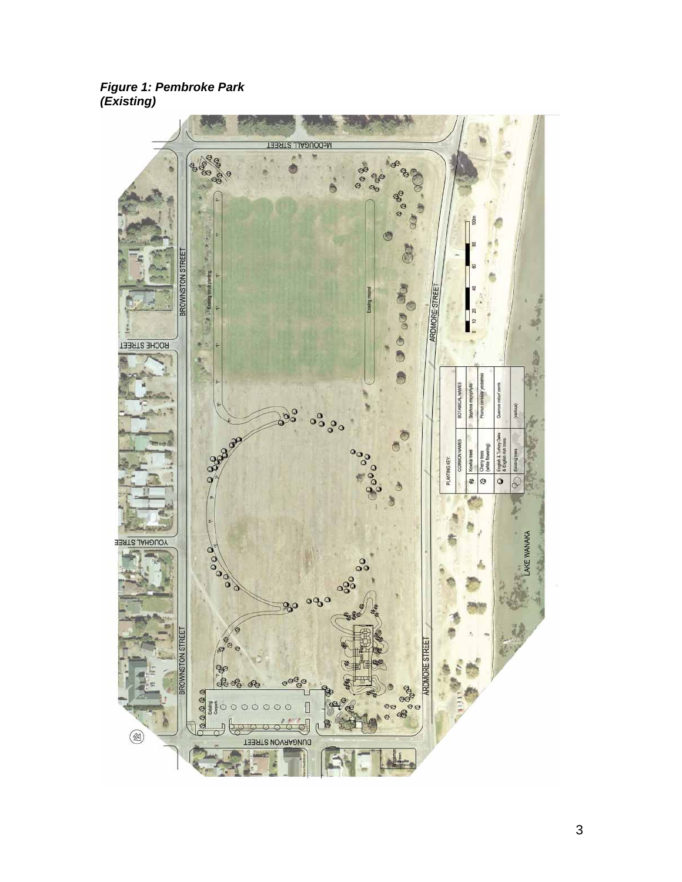***Figure 1: Pembroke Park (Existing)***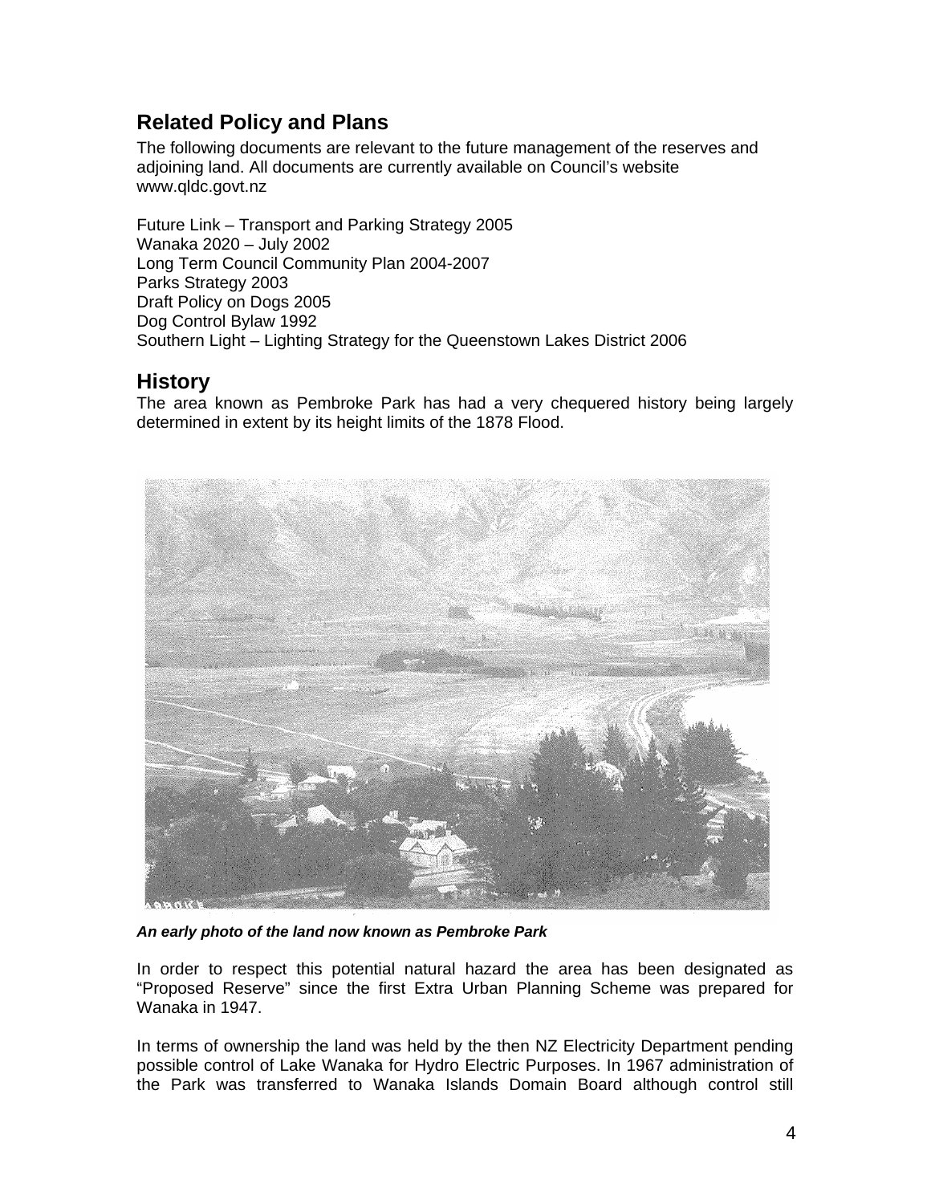## Related Policy and Plans

The following documents are relevant to the future management of the reserves and adjoining land. All documents are currently available on Council's website www.qldc.govt.nz

Future Link – Transport and Parking Strategy 2005
Wanaka 2020 – July 2002
Long Term Council Community Plan 2004-2007
Parks Strategy 2003
Draft Policy on Dogs 2005
Dog Control Bylaw 1992
Southern Light – Lighting Strategy for the Queenstown Lakes District 2006

## History

The area known as Pembroke Park has had a very chequered history being largely determined in extent by its height limits of the 1878 Flood.

***An early photo of the land now known as Pembroke Park***

In order to respect this potential natural hazard the area has been designated as "Proposed Reserve" since the first Extra Urban Planning Scheme was prepared for Wanaka in 1947.

In terms of ownership the land was held by the then NZ Electricity Department pending possible control of Lake Wanaka for Hydro Electric Purposes. In 1967 administration of the Park was transferred to Wanaka Islands Domain Board although control still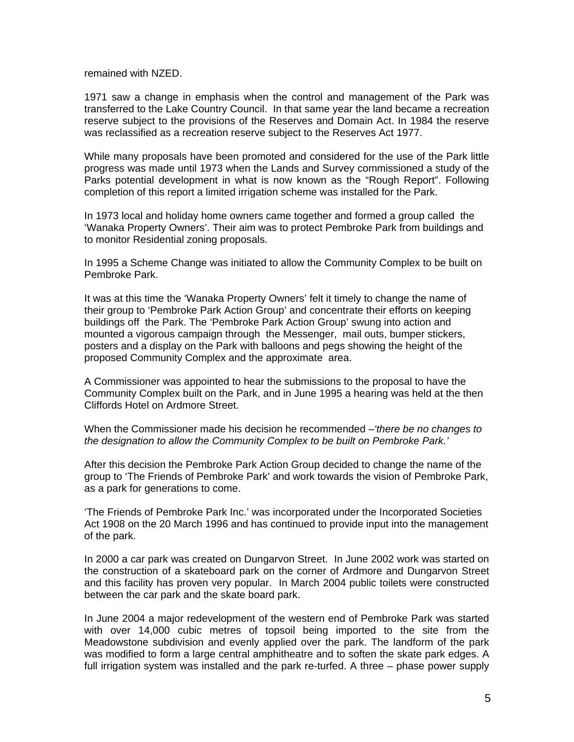remained with NZED.

1971 saw a change in emphasis when the control and management of the Park was transferred to the Lake Country Council. In that same year the land became a recreation reserve subject to the provisions of the Reserves and Domain Act. In 1984 the reserve was reclassified as a recreation reserve subject to the Reserves Act 1977.

While many proposals have been promoted and considered for the use of the Park little progress was made until 1973 when the Lands and Survey commissioned a study of the Parks potential development in what is now known as the "Rough Report". Following completion of this report a limited irrigation scheme was installed for the Park.

In 1973 local and holiday home owners came together and formed a group called the 'Wanaka Property Owners'. Their aim was to protect Pembroke Park from buildings and to monitor Residential zoning proposals.

In 1995 a Scheme Change was initiated to allow the Community Complex to be built on Pembroke Park.

It was at this time the 'Wanaka Property Owners' felt it timely to change the name of their group to 'Pembroke Park Action Group' and concentrate their efforts on keeping buildings off the Park. The 'Pembroke Park Action Group' swung into action and mounted a vigorous campaign through the Messenger, mail outs, bumper stickers, posters and a display on the Park with balloons and pegs showing the height of the proposed Community Complex and the approximate area.

A Commissioner was appointed to hear the submissions to the proposal to have the Community Complex built on the Park, and in June 1995 a hearing was held at the then Cliffords Hotel on Ardmore Street.

When the Commissioner made his decision he recommended –*'there be no changes to the designation to allow the Community Complex to be built on Pembroke Park.'*

After this decision the Pembroke Park Action Group decided to change the name of the group to 'The Friends of Pembroke Park' and work towards the vision of Pembroke Park, as a park for generations to come.

'The Friends of Pembroke Park Inc.' was incorporated under the Incorporated Societies Act 1908 on the 20 March 1996 and has continued to provide input into the management of the park.

In 2000 a car park was created on Dungarvon Street. In June 2002 work was started on the construction of a skateboard park on the corner of Ardmore and Dungarvon Street and this facility has proven very popular. In March 2004 public toilets were constructed between the car park and the skate board park.

In June 2004 a major redevelopment of the western end of Pembroke Park was started with over 14,000 cubic metres of topsoil being imported to the site from the Meadowstone subdivision and evenly applied over the park. The landform of the park was modified to form a large central amphitheatre and to soften the skate park edges. A full irrigation system was installed and the park re-turfed. A three – phase power supply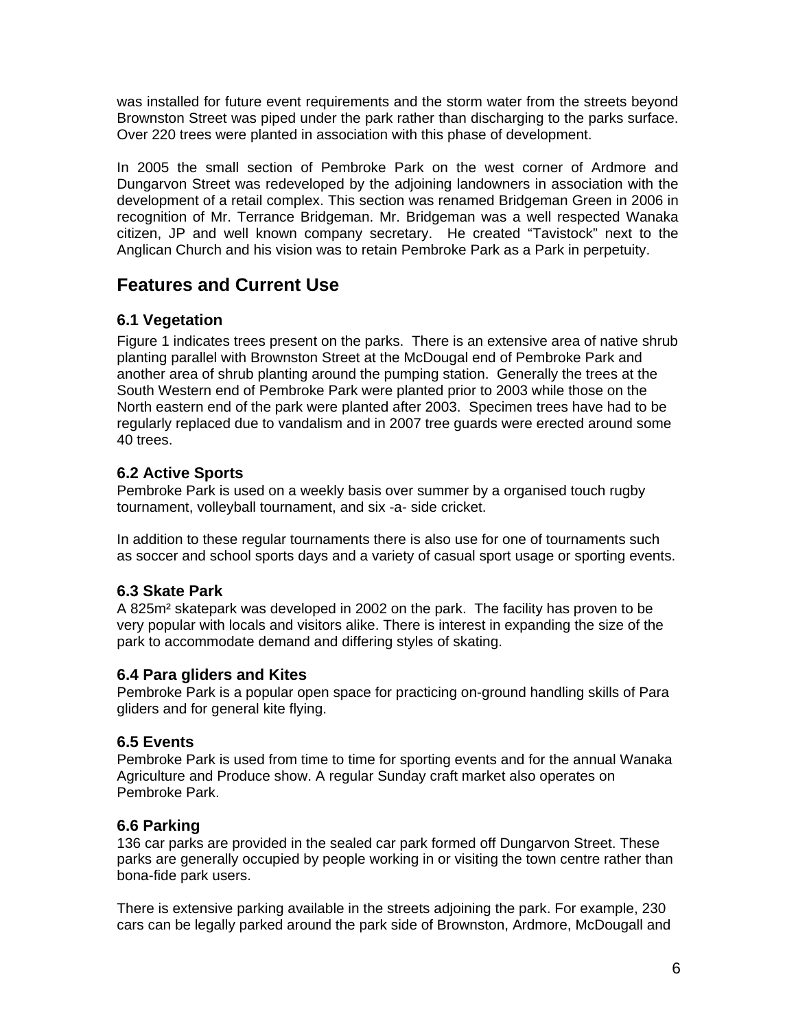was installed for future event requirements and the storm water from the streets beyond Brownston Street was piped under the park rather than discharging to the parks surface. Over 220 trees were planted in association with this phase of development.

In 2005 the small section of Pembroke Park on the west corner of Ardmore and Dungarvon Street was redeveloped by the adjoining landowners in association with the development of a retail complex. This section was renamed Bridgeman Green in 2006 in recognition of Mr. Terrance Bridgeman. Mr. Bridgeman was a well respected Wanaka citizen, JP and well known company secretary. He created "Tavistock" next to the Anglican Church and his vision was to retain Pembroke Park as a Park in perpetuity.

## Features and Current Use

### 6.1 Vegetation

Figure 1 indicates trees present on the parks. There is an extensive area of native shrub planting parallel with Brownston Street at the McDougal end of Pembroke Park and another area of shrub planting around the pumping station. Generally the trees at the South Western end of Pembroke Park were planted prior to 2003 while those on the North eastern end of the park were planted after 2003. Specimen trees have had to be regularly replaced due to vandalism and in 2007 tree guards were erected around some 40 trees.

### 6.2 Active Sports

Pembroke Park is used on a weekly basis over summer by a organised touch rugby tournament, volleyball tournament, and six -a- side cricket.

In addition to these regular tournaments there is also use for one of tournaments such as soccer and school sports days and a variety of casual sport usage or sporting events.

### 6.3 Skate Park

A 825m² skatepark was developed in 2002 on the park. The facility has proven to be very popular with locals and visitors alike. There is interest in expanding the size of the park to accommodate demand and differing styles of skating.

### 6.4 Para gliders and Kites

Pembroke Park is a popular open space for practicing on-ground handling skills of Para gliders and for general kite flying.

### 6.5 Events

Pembroke Park is used from time to time for sporting events and for the annual Wanaka Agriculture and Produce show. A regular Sunday craft market also operates on Pembroke Park.

### 6.6 Parking

136 car parks are provided in the sealed car park formed off Dungarvon Street. These parks are generally occupied by people working in or visiting the town centre rather than bona-fide park users.

There is extensive parking available in the streets adjoining the park. For example, 230 cars can be legally parked around the park side of Brownston, Ardmore, McDougall and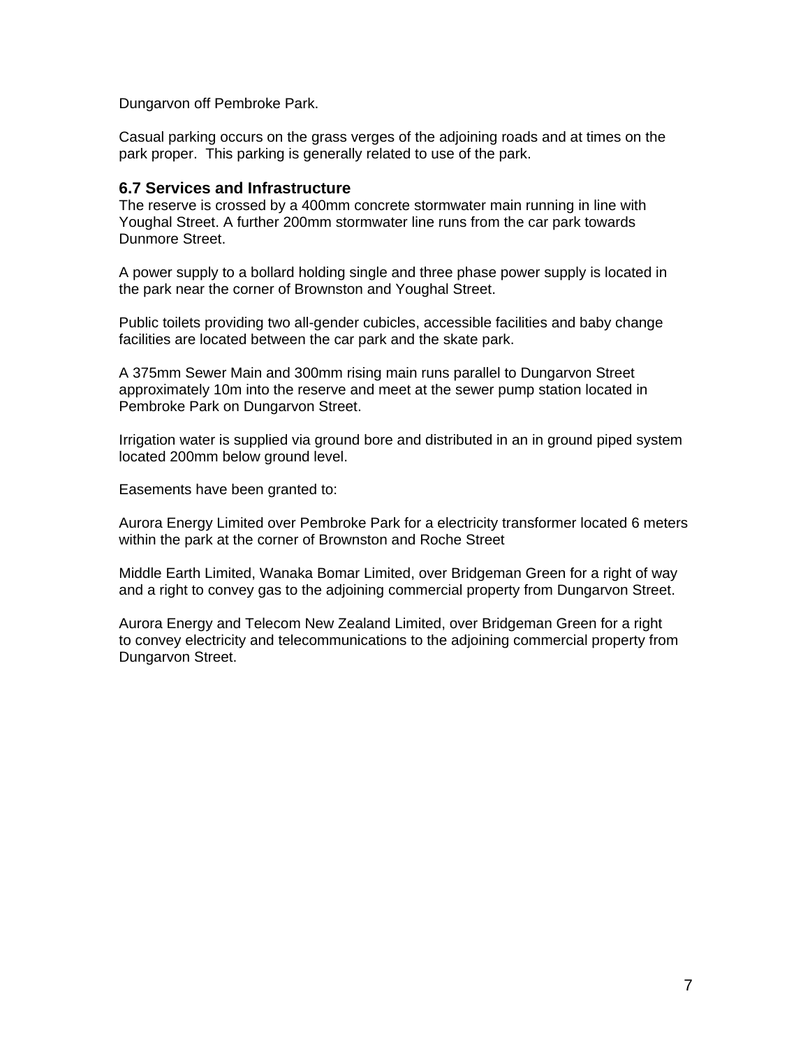Dungarvon off Pembroke Park.

Casual parking occurs on the grass verges of the adjoining roads and at times on the park proper. This parking is generally related to use of the park.

### 6.7 Services and Infrastructure

The reserve is crossed by a 400mm concrete stormwater main running in line with Youghal Street. A further 200mm stormwater line runs from the car park towards Dunmore Street.

A power supply to a bollard holding single and three phase power supply is located in the park near the corner of Brownston and Youghal Street.

Public toilets providing two all-gender cubicles, accessible facilities and baby change facilities are located between the car park and the skate park.

A 375mm Sewer Main and 300mm rising main runs parallel to Dungarvon Street approximately 10m into the reserve and meet at the sewer pump station located in Pembroke Park on Dungarvon Street.

Irrigation water is supplied via ground bore and distributed in an in ground piped system located 200mm below ground level.

Easements have been granted to:

Aurora Energy Limited over Pembroke Park for a electricity transformer located 6 meters within the park at the corner of Brownston and Roche Street

Middle Earth Limited, Wanaka Bomar Limited, over Bridgeman Green for a right of way and a right to convey gas to the adjoining commercial property from Dungarvon Street.

Aurora Energy and Telecom New Zealand Limited, over Bridgeman Green for a right to convey electricity and telecommunications to the adjoining commercial property from Dungarvon Street.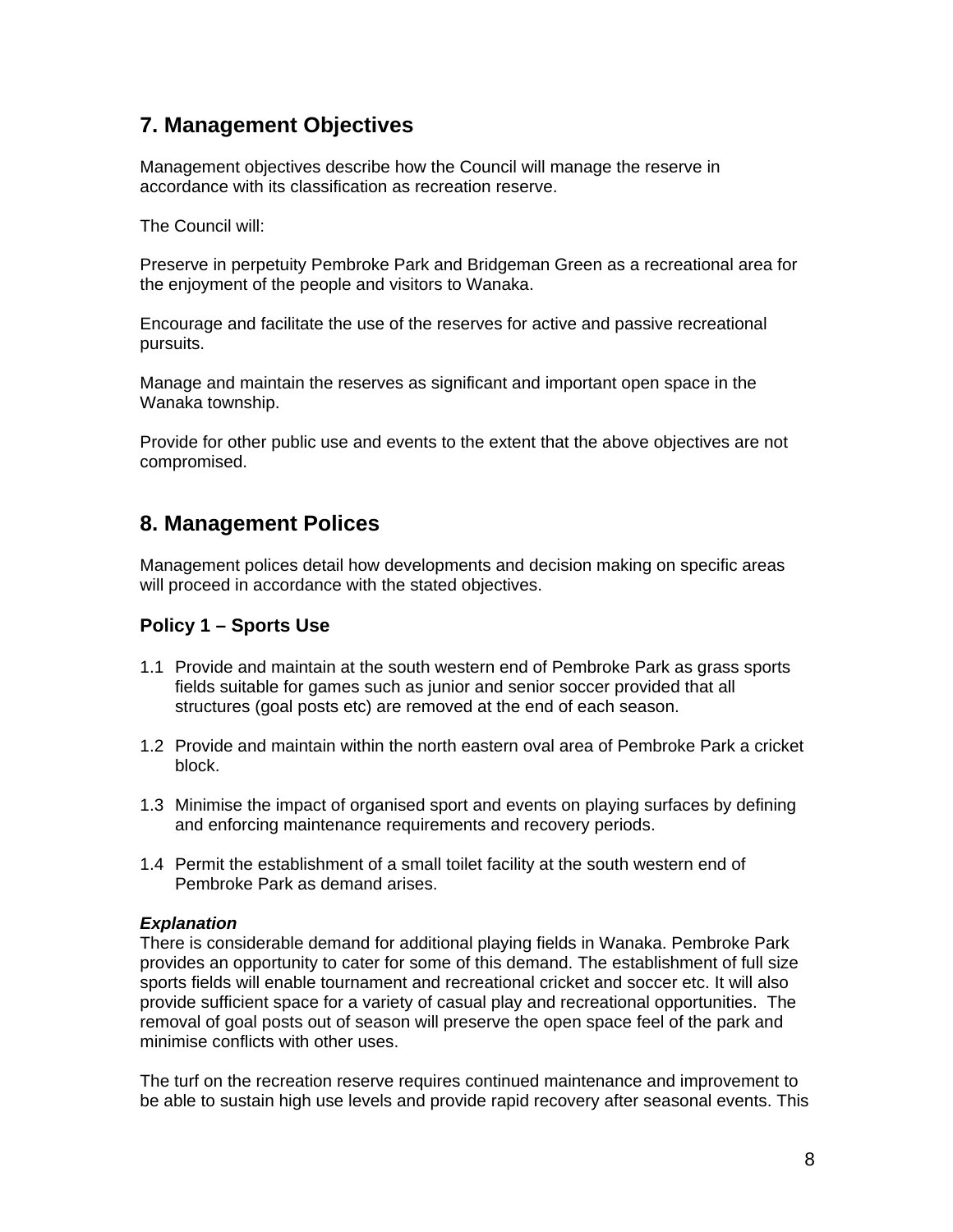## 7. Management Objectives

Management objectives describe how the Council will manage the reserve in accordance with its classification as recreation reserve.

The Council will:

Preserve in perpetuity Pembroke Park and Bridgeman Green as a recreational area for the enjoyment of the people and visitors to Wanaka.

Encourage and facilitate the use of the reserves for active and passive recreational pursuits.

Manage and maintain the reserves as significant and important open space in the Wanaka township.

Provide for other public use and events to the extent that the above objectives are not compromised.

## 8. Management Polices

Management polices detail how developments and decision making on specific areas will proceed in accordance with the stated objectives.

### Policy 1 – Sports Use

1.1 Provide and maintain at the south western end of Pembroke Park as grass sports fields suitable for games such as junior and senior soccer provided that all structures (goal posts etc) are removed at the end of each season.

1.2 Provide and maintain within the north eastern oval area of Pembroke Park a cricket block.

1.3 Minimise the impact of organised sport and events on playing surfaces by defining and enforcing maintenance requirements and recovery periods.

1.4 Permit the establishment of a small toilet facility at the south western end of Pembroke Park as demand arises.

***Explanation***

There is considerable demand for additional playing fields in Wanaka. Pembroke Park provides an opportunity to cater for some of this demand. The establishment of full size sports fields will enable tournament and recreational cricket and soccer etc. It will also provide sufficient space for a variety of casual play and recreational opportunities. The removal of goal posts out of season will preserve the open space feel of the park and minimise conflicts with other uses.

The turf on the recreation reserve requires continued maintenance and improvement to be able to sustain high use levels and provide rapid recovery after seasonal events. This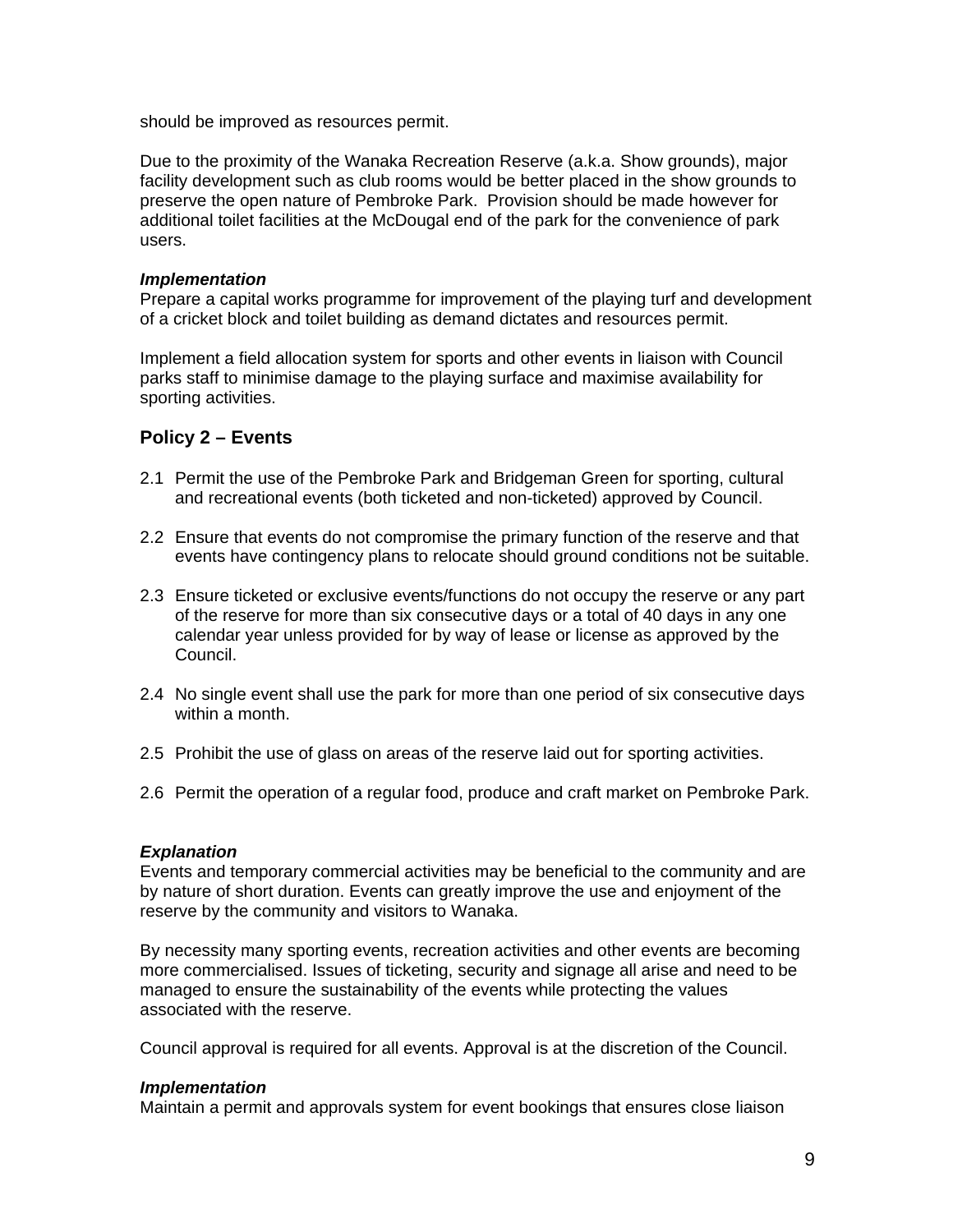should be improved as resources permit.

Due to the proximity of the Wanaka Recreation Reserve (a.k.a. Show grounds), major facility development such as club rooms would be better placed in the show grounds to preserve the open nature of Pembroke Park. Provision should be made however for additional toilet facilities at the McDougal end of the park for the convenience of park users.

***Implementation***

Prepare a capital works programme for improvement of the playing turf and development of a cricket block and toilet building as demand dictates and resources permit.

Implement a field allocation system for sports and other events in liaison with Council parks staff to minimise damage to the playing surface and maximise availability for sporting activities.

## Policy 2 – Events

2.1 Permit the use of the Pembroke Park and Bridgeman Green for sporting, cultural and recreational events (both ticketed and non-ticketed) approved by Council.

2.2 Ensure that events do not compromise the primary function of the reserve and that events have contingency plans to relocate should ground conditions not be suitable.

2.3 Ensure ticketed or exclusive events/functions do not occupy the reserve or any part of the reserve for more than six consecutive days or a total of 40 days in any one calendar year unless provided for by way of lease or license as approved by the Council.

2.4 No single event shall use the park for more than one period of six consecutive days within a month.

2.5 Prohibit the use of glass on areas of the reserve laid out for sporting activities.

2.6 Permit the operation of a regular food, produce and craft market on Pembroke Park.

***Explanation***

Events and temporary commercial activities may be beneficial to the community and are by nature of short duration. Events can greatly improve the use and enjoyment of the reserve by the community and visitors to Wanaka.

By necessity many sporting events, recreation activities and other events are becoming more commercialised. Issues of ticketing, security and signage all arise and need to be managed to ensure the sustainability of the events while protecting the values associated with the reserve.

Council approval is required for all events. Approval is at the discretion of the Council.

***Implementation***

Maintain a permit and approvals system for event bookings that ensures close liaison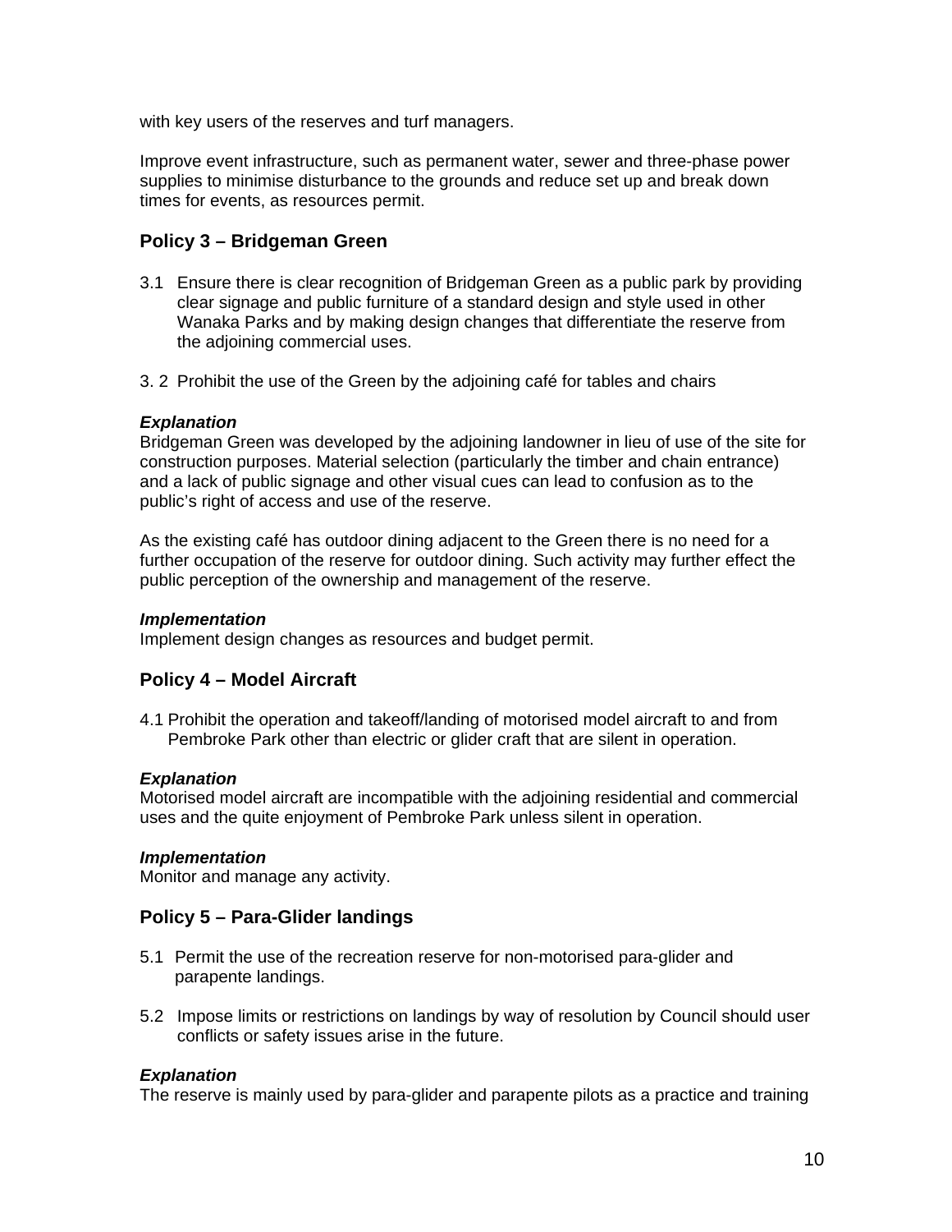with key users of the reserves and turf managers.

Improve event infrastructure, such as permanent water, sewer and three-phase power supplies to minimise disturbance to the grounds and reduce set up and break down times for events, as resources permit.

## Policy 3 – Bridgeman Green

3.1 Ensure there is clear recognition of Bridgeman Green as a public park by providing clear signage and public furniture of a standard design and style used in other Wanaka Parks and by making design changes that differentiate the reserve from the adjoining commercial uses.

3. 2 Prohibit the use of the Green by the adjoining café for tables and chairs

***Explanation***

Bridgeman Green was developed by the adjoining landowner in lieu of use of the site for construction purposes. Material selection (particularly the timber and chain entrance) and a lack of public signage and other visual cues can lead to confusion as to the public's right of access and use of the reserve.

As the existing café has outdoor dining adjacent to the Green there is no need for a further occupation of the reserve for outdoor dining. Such activity may further effect the public perception of the ownership and management of the reserve.

***Implementation***

Implement design changes as resources and budget permit.

## Policy 4 – Model Aircraft

4.1 Prohibit the operation and takeoff/landing of motorised model aircraft to and from Pembroke Park other than electric or glider craft that are silent in operation.

***Explanation***

Motorised model aircraft are incompatible with the adjoining residential and commercial uses and the quite enjoyment of Pembroke Park unless silent in operation.

***Implementation***

Monitor and manage any activity.

## Policy 5 – Para-Glider landings

5.1 Permit the use of the recreation reserve for non-motorised para-glider and parapente landings.

5.2 Impose limits or restrictions on landings by way of resolution by Council should user conflicts or safety issues arise in the future.

***Explanation***

The reserve is mainly used by para-glider and parapente pilots as a practice and training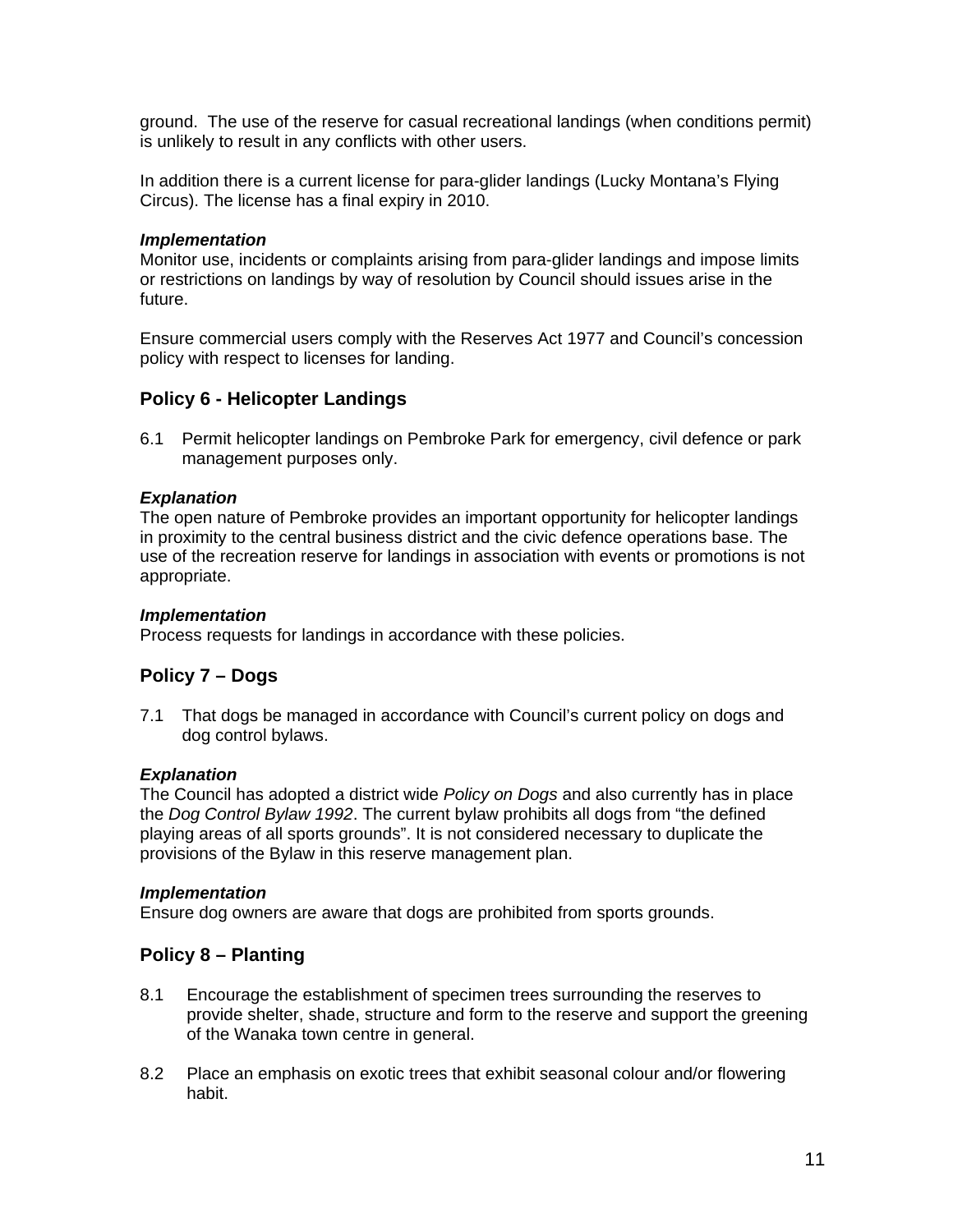ground. The use of the reserve for casual recreational landings (when conditions permit) is unlikely to result in any conflicts with other users.

In addition there is a current license for para-glider landings (Lucky Montana's Flying Circus). The license has a final expiry in 2010.

***Implementation***

Monitor use, incidents or complaints arising from para-glider landings and impose limits or restrictions on landings by way of resolution by Council should issues arise in the future.

Ensure commercial users comply with the Reserves Act 1977 and Council's concession policy with respect to licenses for landing.

## Policy 6 - Helicopter Landings

6.1 Permit helicopter landings on Pembroke Park for emergency, civil defence or park management purposes only.

***Explanation***

The open nature of Pembroke provides an important opportunity for helicopter landings in proximity to the central business district and the civic defence operations base. The use of the recreation reserve for landings in association with events or promotions is not appropriate.

***Implementation***

Process requests for landings in accordance with these policies.

## Policy 7 – Dogs

7.1 That dogs be managed in accordance with Council's current policy on dogs and dog control bylaws.

***Explanation***

The Council has adopted a district wide *Policy on Dogs* and also currently has in place the *Dog Control Bylaw 1992*. The current bylaw prohibits all dogs from "the defined playing areas of all sports grounds". It is not considered necessary to duplicate the provisions of the Bylaw in this reserve management plan.

***Implementation***

Ensure dog owners are aware that dogs are prohibited from sports grounds.

## Policy 8 – Planting

8.1 Encourage the establishment of specimen trees surrounding the reserves to provide shelter, shade, structure and form to the reserve and support the greening of the Wanaka town centre in general.

8.2 Place an emphasis on exotic trees that exhibit seasonal colour and/or flowering habit.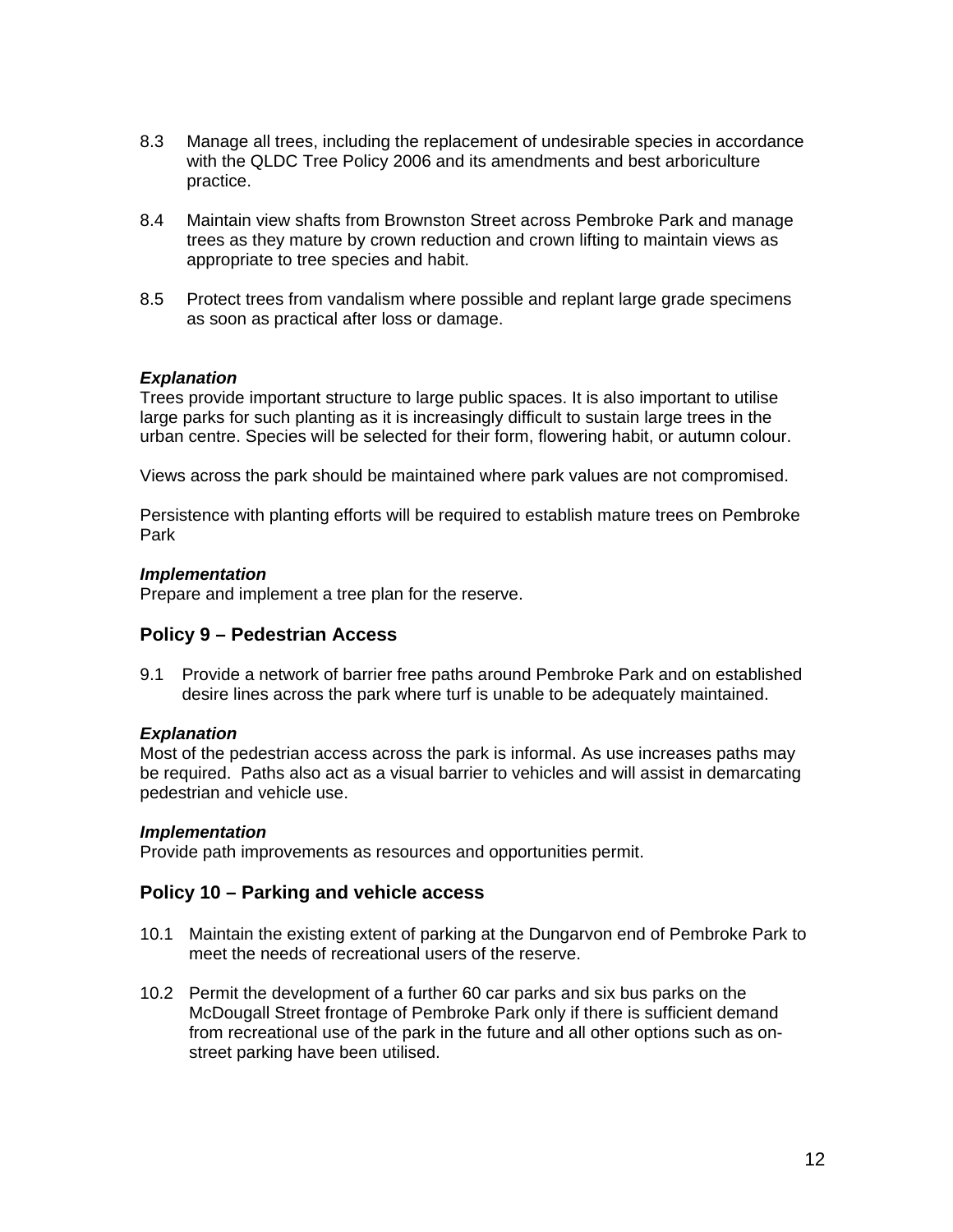8.3 Manage all trees, including the replacement of undesirable species in accordance with the QLDC Tree Policy 2006 and its amendments and best arboriculture practice.

8.4 Maintain view shafts from Brownston Street across Pembroke Park and manage trees as they mature by crown reduction and crown lifting to maintain views as appropriate to tree species and habit.

8.5 Protect trees from vandalism where possible and replant large grade specimens as soon as practical after loss or damage.

***Explanation***
Trees provide important structure to large public spaces. It is also important to utilise large parks for such planting as it is increasingly difficult to sustain large trees in the urban centre. Species will be selected for their form, flowering habit, or autumn colour.

Views across the park should be maintained where park values are not compromised.

Persistence with planting efforts will be required to establish mature trees on Pembroke Park

***Implementation***
Prepare and implement a tree plan for the reserve.

## Policy 9 – Pedestrian Access

9.1 Provide a network of barrier free paths around Pembroke Park and on established desire lines across the park where turf is unable to be adequately maintained.

***Explanation***
Most of the pedestrian access across the park is informal. As use increases paths may be required. Paths also act as a visual barrier to vehicles and will assist in demarcating pedestrian and vehicle use.

***Implementation***
Provide path improvements as resources and opportunities permit.

## Policy 10 – Parking and vehicle access

10.1 Maintain the existing extent of parking at the Dungarvon end of Pembroke Park to meet the needs of recreational users of the reserve.

10.2 Permit the development of a further 60 car parks and six bus parks on the McDougall Street frontage of Pembroke Park only if there is sufficient demand from recreational use of the park in the future and all other options such as on-street parking have been utilised.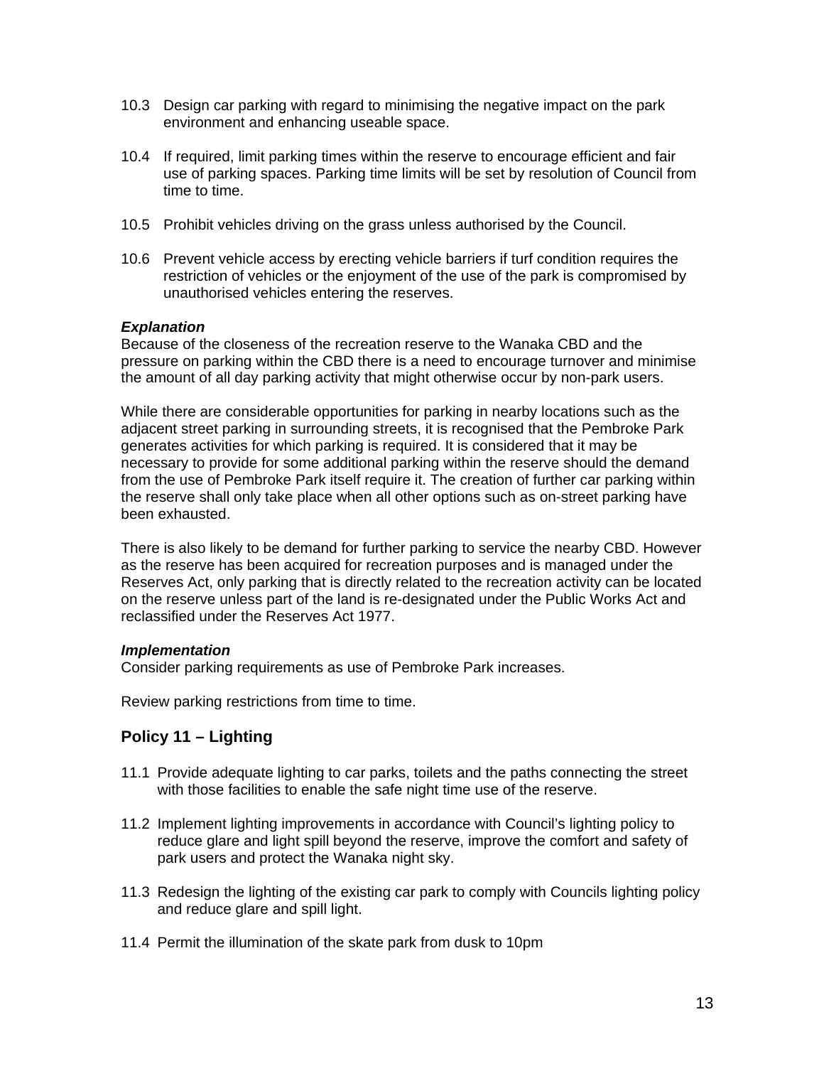10.3 Design car parking with regard to minimising the negative impact on the park environment and enhancing useable space.

10.4 If required, limit parking times within the reserve to encourage efficient and fair use of parking spaces. Parking time limits will be set by resolution of Council from time to time.

10.5 Prohibit vehicles driving on the grass unless authorised by the Council.

10.6 Prevent vehicle access by erecting vehicle barriers if turf condition requires the restriction of vehicles or the enjoyment of the use of the park is compromised by unauthorised vehicles entering the reserves.

***Explanation***

Because of the closeness of the recreation reserve to the Wanaka CBD and the pressure on parking within the CBD there is a need to encourage turnover and minimise the amount of all day parking activity that might otherwise occur by non-park users.

While there are considerable opportunities for parking in nearby locations such as the adjacent street parking in surrounding streets, it is recognised that the Pembroke Park generates activities for which parking is required. It is considered that it may be necessary to provide for some additional parking within the reserve should the demand from the use of Pembroke Park itself require it. The creation of further car parking within the reserve shall only take place when all other options such as on-street parking have been exhausted.

There is also likely to be demand for further parking to service the nearby CBD. However as the reserve has been acquired for recreation purposes and is managed under the Reserves Act, only parking that is directly related to the recreation activity can be located on the reserve unless part of the land is re-designated under the Public Works Act and reclassified under the Reserves Act 1977.

***Implementation***

Consider parking requirements as use of Pembroke Park increases.

Review parking restrictions from time to time.

## Policy 11 – Lighting

11.1 Provide adequate lighting to car parks, toilets and the paths connecting the street with those facilities to enable the safe night time use of the reserve.

11.2 Implement lighting improvements in accordance with Council's lighting policy to reduce glare and light spill beyond the reserve, improve the comfort and safety of park users and protect the Wanaka night sky.

11.3 Redesign the lighting of the existing car park to comply with Councils lighting policy and reduce glare and spill light.

11.4 Permit the illumination of the skate park from dusk to 10pm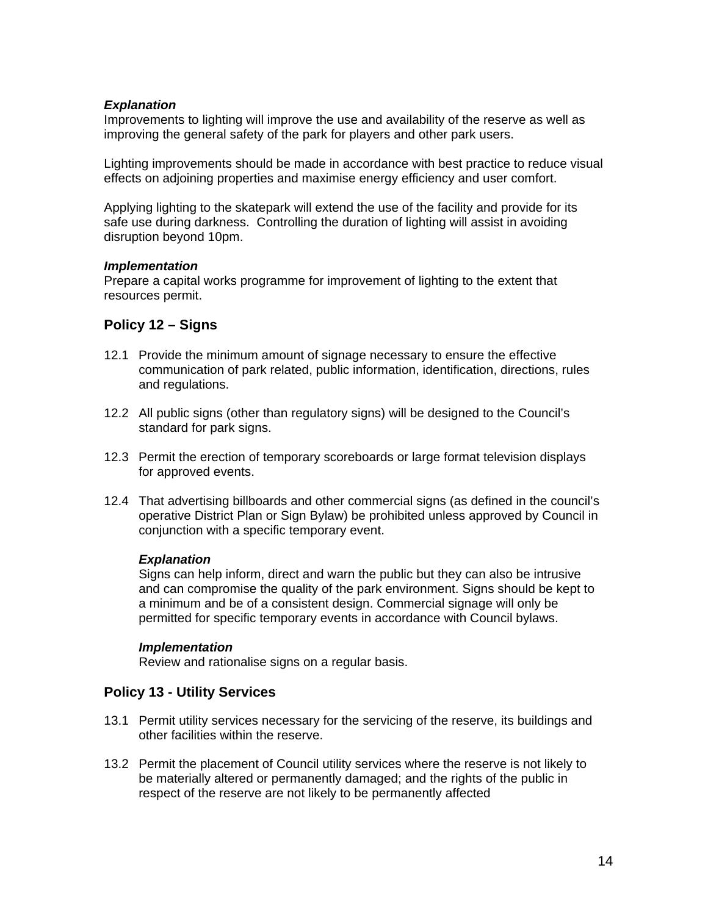***Explanation***
Improvements to lighting will improve the use and availability of the reserve as well as improving the general safety of the park for players and other park users.

Lighting improvements should be made in accordance with best practice to reduce visual effects on adjoining properties and maximise energy efficiency and user comfort.

Applying lighting to the skatepark will extend the use of the facility and provide for its safe use during darkness.  Controlling the duration of lighting will assist in avoiding disruption beyond 10pm.

***Implementation***
Prepare a capital works programme for improvement of lighting to the extent that resources permit.

## Policy 12 – Signs

12.1 Provide the minimum amount of signage necessary to ensure the effective communication of park related, public information, identification, directions, rules and regulations.

12.2 All public signs (other than regulatory signs) will be designed to the Council's standard for park signs.

12.3 Permit the erection of temporary scoreboards or large format television displays for approved events.

12.4 That advertising billboards and other commercial signs (as defined in the council's operative District Plan or Sign Bylaw) be prohibited unless approved by Council in conjunction with a specific temporary event.

***Explanation***
Signs can help inform, direct and warn the public but they can also be intrusive and can compromise the quality of the park environment. Signs should be kept to a minimum and be of a consistent design. Commercial signage will only be permitted for specific temporary events in accordance with Council bylaws.

***Implementation***
Review and rationalise signs on a regular basis.

## Policy 13 - Utility Services

13.1 Permit utility services necessary for the servicing of the reserve, its buildings and other facilities within the reserve.

13.2 Permit the placement of Council utility services where the reserve is not likely to be materially altered or permanently damaged; and the rights of the public in respect of the reserve are not likely to be permanently affected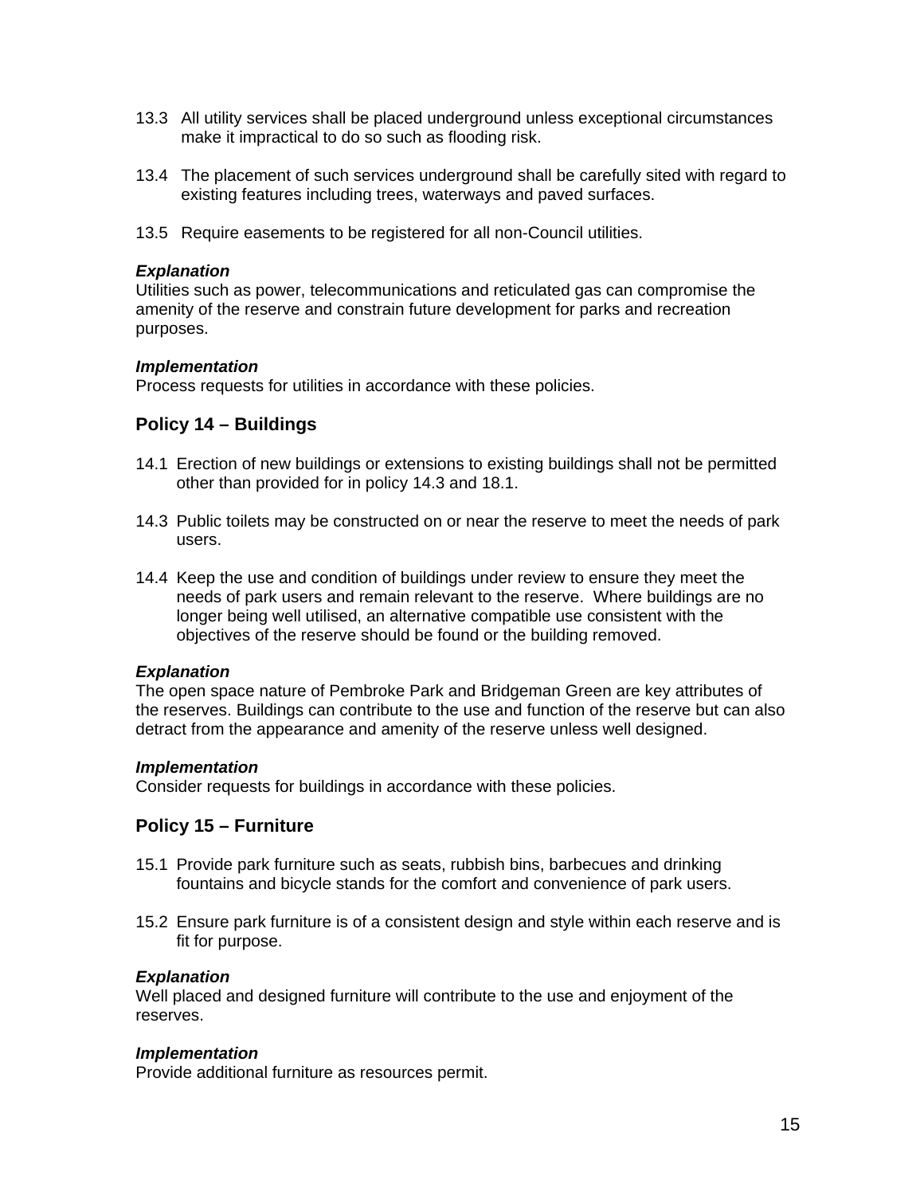13.3 All utility services shall be placed underground unless exceptional circumstances make it impractical to do so such as flooding risk.

13.4 The placement of such services underground shall be carefully sited with regard to existing features including trees, waterways and paved surfaces.

13.5 Require easements to be registered for all non-Council utilities.

***Explanation***
Utilities such as power, telecommunications and reticulated gas can compromise the amenity of the reserve and constrain future development for parks and recreation purposes.

***Implementation***
Process requests for utilities in accordance with these policies.

## Policy 14 – Buildings

14.1 Erection of new buildings or extensions to existing buildings shall not be permitted other than provided for in policy 14.3 and 18.1.

14.3 Public toilets may be constructed on or near the reserve to meet the needs of park users.

14.4 Keep the use and condition of buildings under review to ensure they meet the needs of park users and remain relevant to the reserve. Where buildings are no longer being well utilised, an alternative compatible use consistent with the objectives of the reserve should be found or the building removed.

***Explanation***
The open space nature of Pembroke Park and Bridgeman Green are key attributes of the reserves. Buildings can contribute to the use and function of the reserve but can also detract from the appearance and amenity of the reserve unless well designed.

***Implementation***
Consider requests for buildings in accordance with these policies.

## Policy 15 – Furniture

15.1 Provide park furniture such as seats, rubbish bins, barbecues and drinking fountains and bicycle stands for the comfort and convenience of park users.

15.2 Ensure park furniture is of a consistent design and style within each reserve and is fit for purpose.

***Explanation***
Well placed and designed furniture will contribute to the use and enjoyment of the reserves.

***Implementation***
Provide additional furniture as resources permit.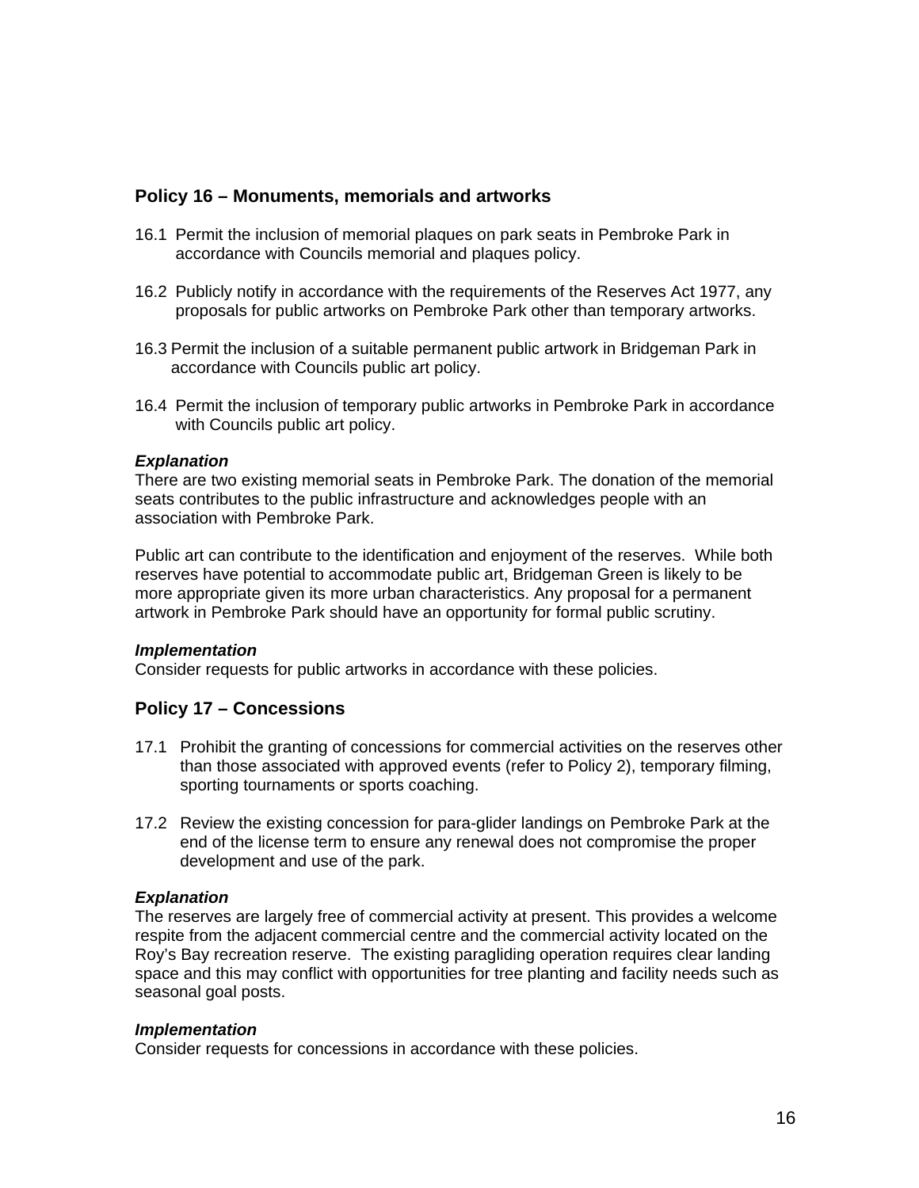## Policy 16 – Monuments, memorials and artworks

16.1 Permit the inclusion of memorial plaques on park seats in Pembroke Park in accordance with Councils memorial and plaques policy.

16.2 Publicly notify in accordance with the requirements of the Reserves Act 1977, any proposals for public artworks on Pembroke Park other than temporary artworks.

16.3 Permit the inclusion of a suitable permanent public artwork in Bridgeman Park in accordance with Councils public art policy.

16.4 Permit the inclusion of temporary public artworks in Pembroke Park in accordance with Councils public art policy.

***Explanation***
There are two existing memorial seats in Pembroke Park. The donation of the memorial seats contributes to the public infrastructure and acknowledges people with an association with Pembroke Park.

Public art can contribute to the identification and enjoyment of the reserves. While both reserves have potential to accommodate public art, Bridgeman Green is likely to be more appropriate given its more urban characteristics. Any proposal for a permanent artwork in Pembroke Park should have an opportunity for formal public scrutiny.

***Implementation***
Consider requests for public artworks in accordance with these policies.

## Policy 17 – Concessions

17.1 Prohibit the granting of concessions for commercial activities on the reserves other than those associated with approved events (refer to Policy 2), temporary filming, sporting tournaments or sports coaching.

17.2 Review the existing concession for para-glider landings on Pembroke Park at the end of the license term to ensure any renewal does not compromise the proper development and use of the park.

***Explanation***
The reserves are largely free of commercial activity at present. This provides a welcome respite from the adjacent commercial centre and the commercial activity located on the Roy's Bay recreation reserve. The existing paragliding operation requires clear landing space and this may conflict with opportunities for tree planting and facility needs such as seasonal goal posts.

***Implementation***
Consider requests for concessions in accordance with these policies.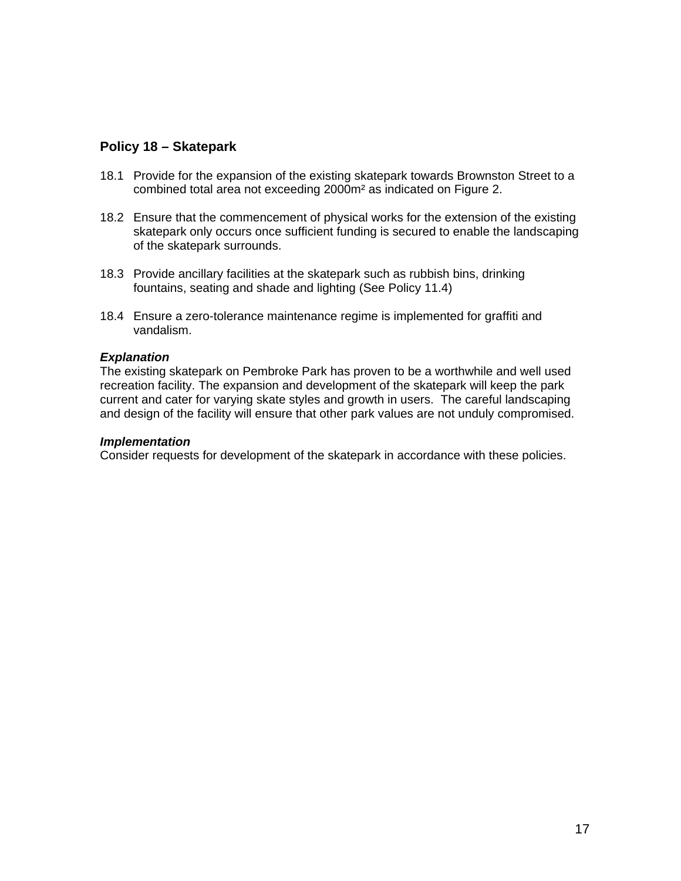## Policy 18 – Skatepark

18.1 Provide for the expansion of the existing skatepark towards Brownston Street to a combined total area not exceeding 2000m² as indicated on Figure 2.

18.2 Ensure that the commencement of physical works for the extension of the existing skatepark only occurs once sufficient funding is secured to enable the landscaping of the skatepark surrounds.

18.3 Provide ancillary facilities at the skatepark such as rubbish bins, drinking fountains, seating and shade and lighting (See Policy 11.4)

18.4 Ensure a zero-tolerance maintenance regime is implemented for graffiti and vandalism.

***Explanation***
The existing skatepark on Pembroke Park has proven to be a worthwhile and well used recreation facility. The expansion and development of the skatepark will keep the park current and cater for varying skate styles and growth in users. The careful landscaping and design of the facility will ensure that other park values are not unduly compromised.

***Implementation***
Consider requests for development of the skatepark in accordance with these policies.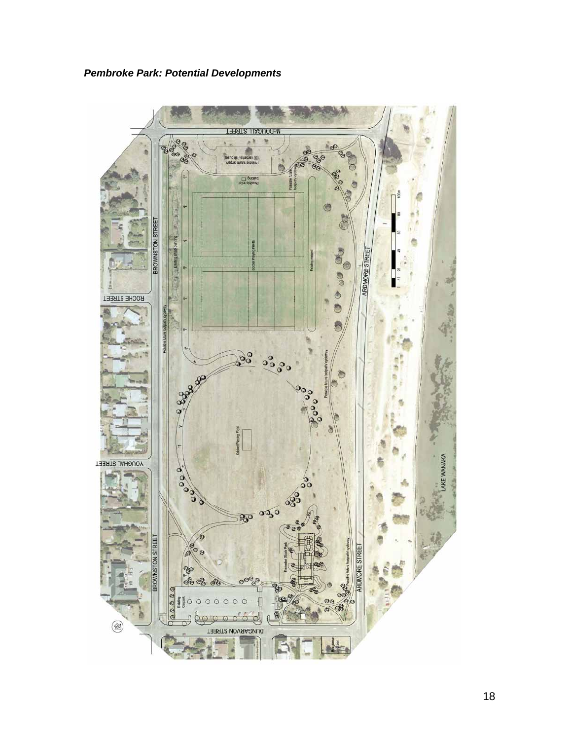*Pembroke Park: Potential Developments*

McDOUGALL STREET

Possible future carpark (60 carparks / six buses)

Possible toilet building

Possible future footpath/ cycleway

BROWNSTON STREET

Existing shrub planting

Soccer Playing Fields

Existing mound

ARDMORE STREET

0 10 20 40 60 80 100m

ROCHE STREET

Possible future footpath/ cycleway

Possible future footpath/ cycleway

Cricket Playing Field

YOUGHAL STREET

LAKE WANAKA

Extended Skate Park

Skate Park

Possible future footpath/ cycleway

BROWNSTON STREET

ARDMORE STREET

Existing Carpark

DUNGARVON STREET